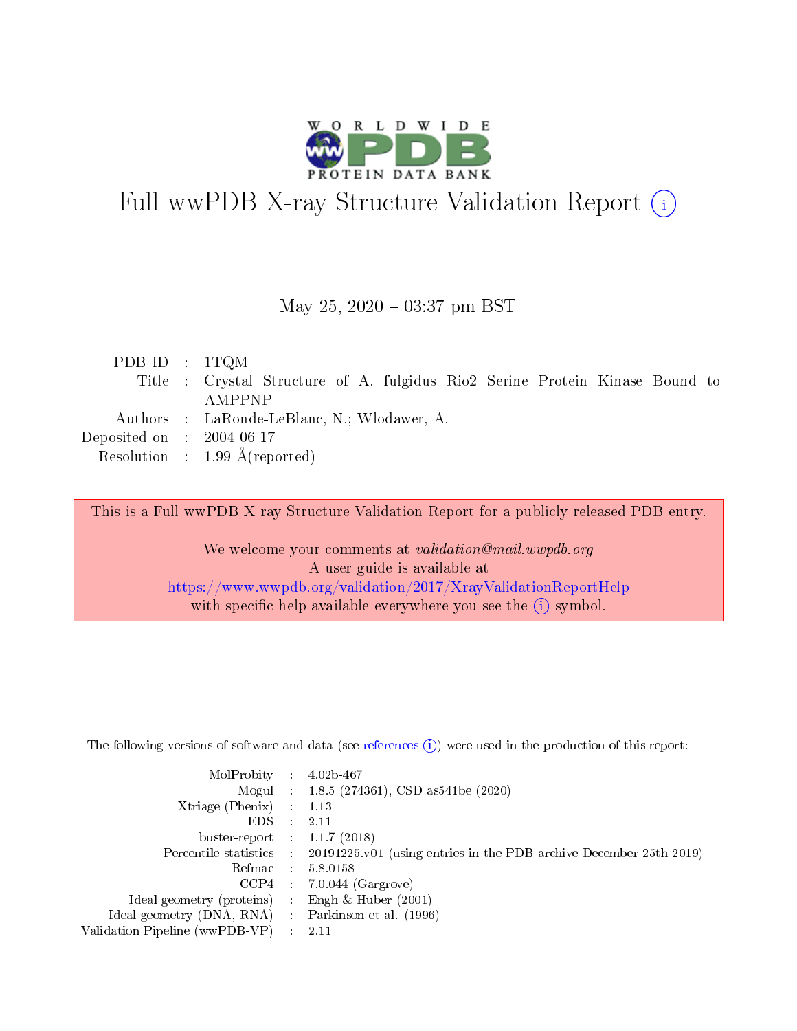# Full wwPDB X-ray Structure Validation Report ⓘ

May 25, 2020 – 03:37 pm BST

| | | |
|---|---|---|
| PDB ID | : | 1TQM |
| Title | : | Crystal Structure of A. fulgidus Rio2 Serine Protein Kinase Bound to AMPPNP |
| Authors | : | LaRonde-LeBlanc, N.; Wlodawer, A. |
| Deposited on | : | 2004-06-17 |
| Resolution | : | 1.99 Å(reported) |

This is a Full wwPDB X-ray Structure Validation Report for a publicly released PDB entry.

We welcome your comments at *validation@mail.wwpdb.org*
A user guide is available at
https://www.wwpdb.org/validation/2017/XrayValidationReportHelp
with specific help available everywhere you see the ⓘ symbol.

The following versions of software and data (see references ⓘ) were used in the production of this report:

| | | |
|---|---|---|
| MolProbity | : | 4.02b-467 |
| Mogul | : | 1.8.5 (274361), CSD as541be (2020) |
| Xtriage (Phenix) | : | 1.13 |
| EDS | : | 2.11 |
| buster-report | : | 1.1.7 (2018) |
| Percentile statistics | : | 20191225.v01 (using entries in the PDB archive December 25th 2019) |
| Refmac | : | 5.8.0158 |
| CCP4 | : | 7.0.044 (Gargrove) |
| Ideal geometry (proteins) | : | Engh & Huber (2001) |
| Ideal geometry (DNA, RNA) | : | Parkinson et al. (1996) |
| Validation Pipeline (wwPDB-VP) | : | 2.11 |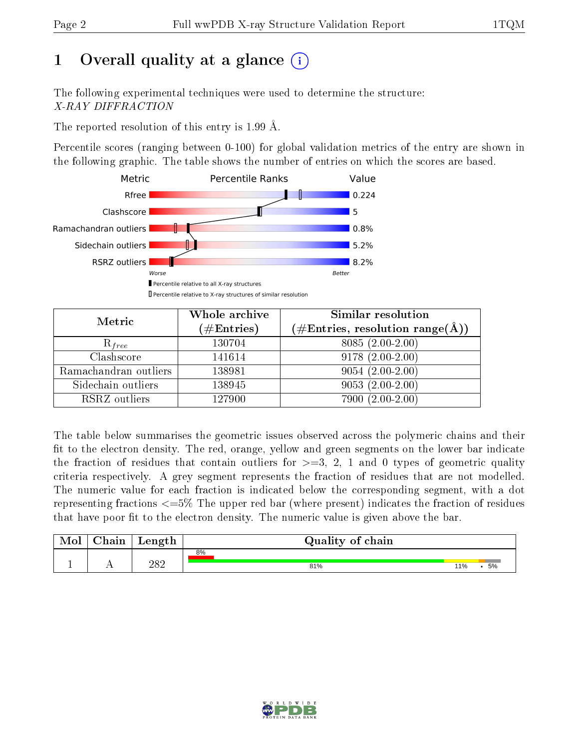# 1 Overall quality at a glance

The following experimental techniques were used to determine the structure:
*X-RAY DIFFRACTION*

The reported resolution of this entry is 1.99 Å.

Percentile scores (ranging between 0-100) for global validation metrics of the entry are shown in the following graphic. The table shows the number of entries on which the scores are based.

| Metric | Value |
|---|---|
| Rfree | 0.224 |
| Clashscore | 5 |
| Ramachandran outliers | 0.8% |
| Sidechain outliers | 5.2% |
| RSRZ outliers | 8.2% |

Worse — Better

▮ Percentile relative to all X-ray structures
▯ Percentile relative to X-ray structures of similar resolution

| Metric | Whole archive (#Entries) | Similar resolution (#Entries, resolution range(Å)) |
|---|---|---|
| $R_{free}$ | 130704 | 8085 (2.00-2.00) |
| Clashscore | 141614 | 9178 (2.00-2.00) |
| Ramachandran outliers | 138981 | 9054 (2.00-2.00) |
| Sidechain outliers | 138945 | 9053 (2.00-2.00) |
| RSRZ outliers | 127900 | 7900 (2.00-2.00) |

The table below summarises the geometric issues observed across the polymeric chains and their fit to the electron density. The red, orange, yellow and green segments on the lower bar indicate the fraction of residues that contain outliers for >=3, 2, 1 and 0 types of geometric quality criteria respectively. A grey segment represents the fraction of residues that are not modelled. The numeric value for each fraction is indicated below the corresponding segment, with a dot representing fractions <=5% The upper red bar (where present) indicates the fraction of residues that have poor fit to the electron density. The numeric value is given above the bar.

| Mol | Chain | Length | Quality of chain |
|---|---|---|---|
| 1 | A | 282 | 8% (poor fit); 81%, 11%, •, 5% |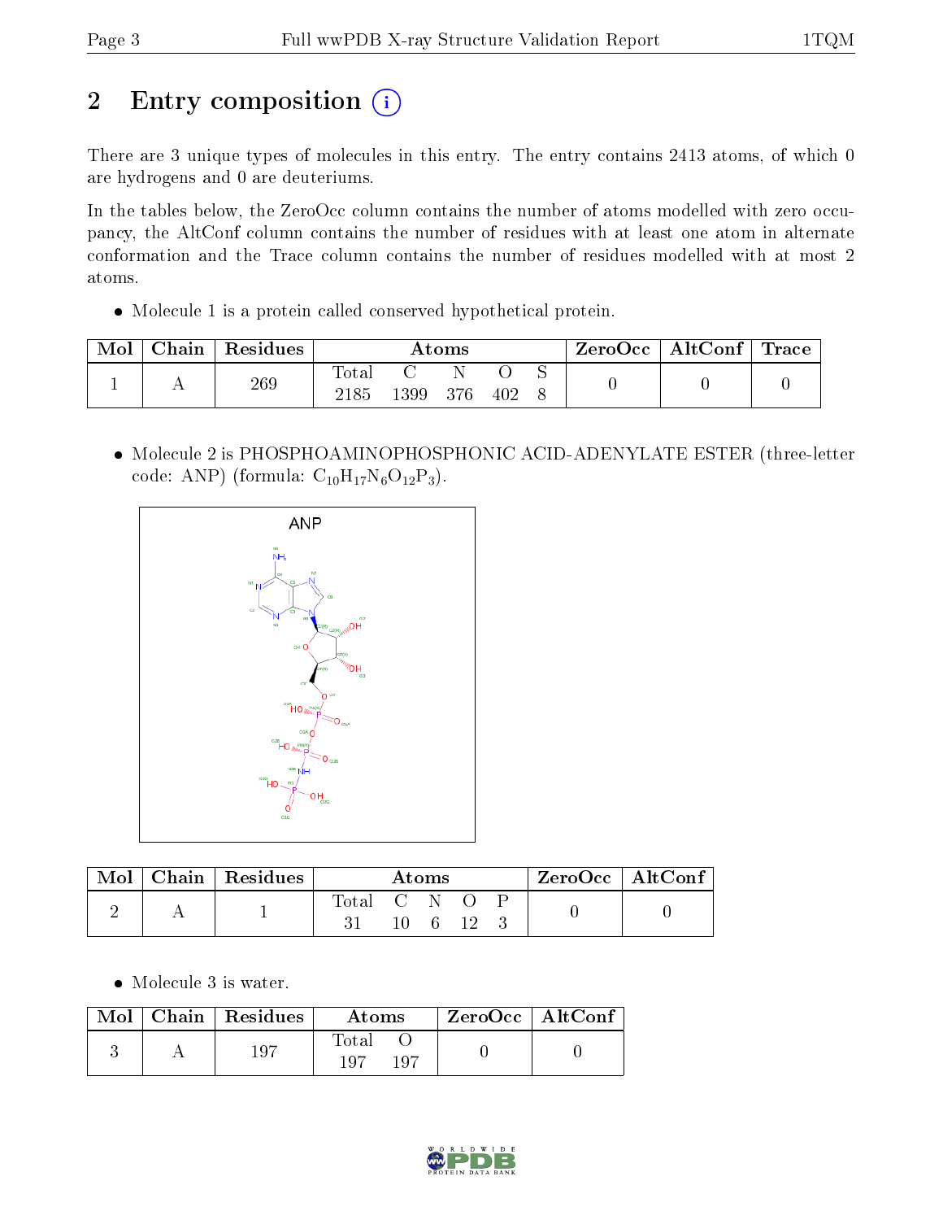# 2 Entry composition

There are 3 unique types of molecules in this entry. The entry contains 2413 atoms, of which 0 are hydrogens and 0 are deuteriums.

In the tables below, the ZeroOcc column contains the number of atoms modelled with zero occupancy, the AltConf column contains the number of residues with at least one atom in alternate conformation and the Trace column contains the number of residues modelled with at most 2 atoms.

- Molecule 1 is a protein called conserved hypothetical protein.

| Mol | Chain | Residues | Atoms | | | | | ZeroOcc | AltConf | Trace |
|---|---|---|---|---|---|---|---|---|---|---|
| 1 | A | 269 | Total 2185 | C 1399 | N 376 | O 402 | S 8 | 0 | 0 | 0 |

- Molecule 2 is PHOSPHOAMINOPHOSPHONIC ACID-ADENYLATE ESTER (three-letter code: ANP) (formula: $C_{10}H_{17}N_6O_{12}P_3$).

| Mol | Chain | Residues | Atoms | | | | | ZeroOcc | AltConf |
|---|---|---|---|---|---|---|---|---|---|
| 2 | A | 1 | Total 31 | C 10 | N 6 | O 12 | P 3 | 0 | 0 |

- Molecule 3 is water.

| Mol | Chain | Residues | Atoms | | ZeroOcc | AltConf |
|---|---|---|---|---|---|---|
| 3 | A | 197 | Total 197 | O 197 | 0 | 0 |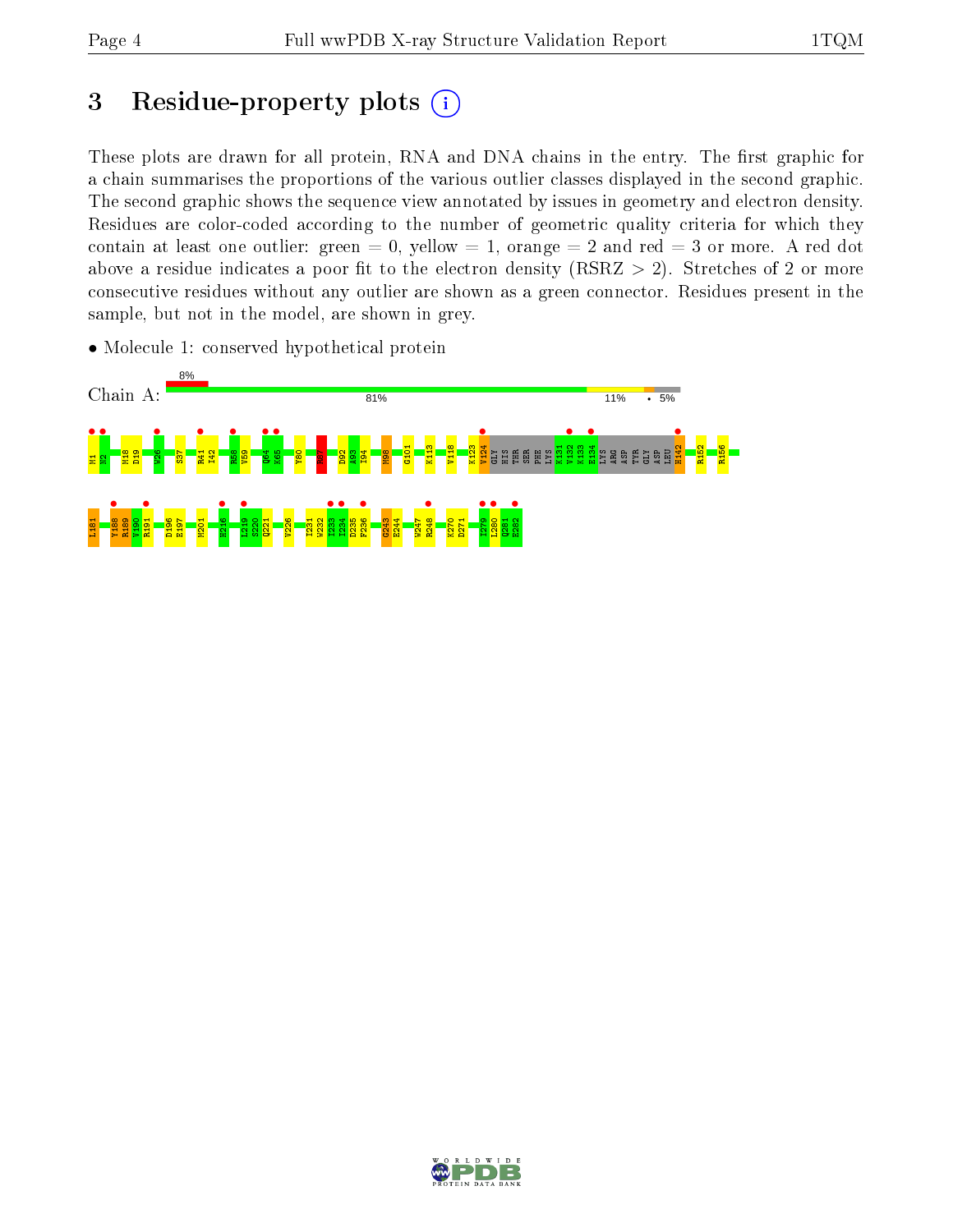# 3 Residue-property plots

These plots are drawn for all protein, RNA and DNA chains in the entry. The first graphic for a chain summarises the proportions of the various outlier classes displayed in the second graphic. The second graphic shows the sequence view annotated by issues in geometry and electron density. Residues are color-coded according to the number of geometric quality criteria for which they contain at least one outlier: green = 0, yellow = 1, orange = 2 and red = 3 or more. A red dot above a residue indicates a poor fit to the electron density (RSRZ > 2). Stretches of 2 or more consecutive residues without any outlier are shown as a green connector. Residues present in the sample, but not in the model, are shown in grey.

- Molecule 1: conserved hypothetical protein

Chain A: 8% | 81% | 11% | • | 5%

M1 N2 M18 D19 W26 S37 R41 I42 R58 V59 Q64 K65 Y80 N87 D92 A93 I94 M98 G101 K113 V118 K123 V124 GLY HIS THR SER PHE LYS K131 V132 K133 E134 LYS ARG ASP TYR GLY ASP LEU H142 R152 R156

I181 Y188 R189 V190 R191 D196 E197 M201 H216 L219 S220 Q221 V226 I231 W232 I233 I234 D235 F236 G243 E244 W247 R248 K270 D271 I279 L280 Q281 E282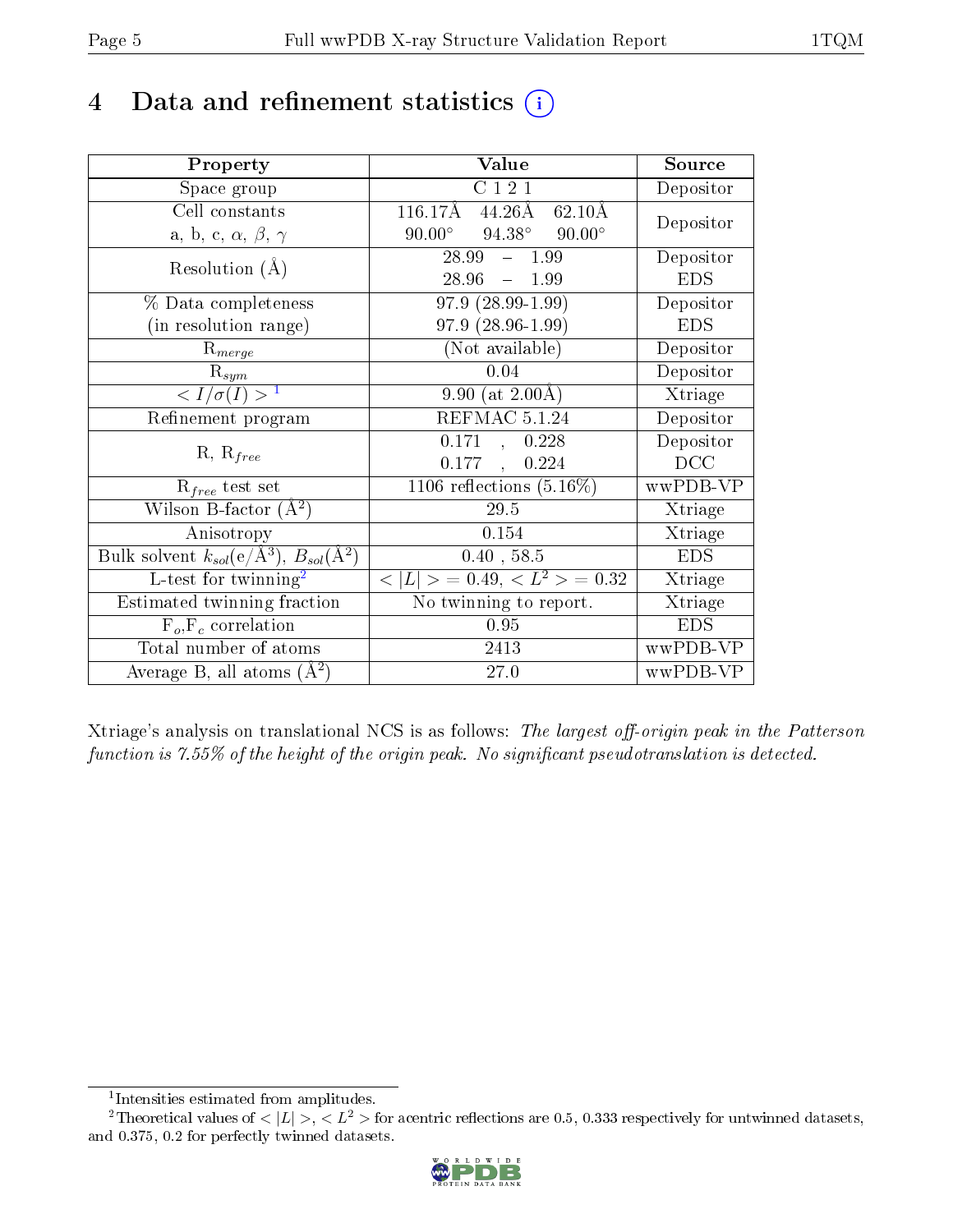# 4 Data and refinement statistics (i)

| Property | Value | Source |
|---|---|---|
| Space group | C 1 2 1 | Depositor |
| Cell constants<br>a, b, c, $\alpha$, $\beta$, $\gamma$ | 116.17Å 44.26Å 62.10Å<br>90.00° 94.38° 90.00° | Depositor |
| Resolution (Å) | 28.99 – 1.99<br>28.96 – 1.99 | Depositor<br>EDS |
| % Data completeness<br>(in resolution range) | 97.9 (28.99-1.99)<br>97.9 (28.96-1.99) | Depositor<br>EDS |
| $R_{merge}$ | (Not available) | Depositor |
| $R_{sym}$ | 0.04 | Depositor |
| $< I/\sigma(I) >$ [1] | 9.90 (at 2.00Å) | Xtriage |
| Refinement program | REFMAC 5.1.24 | Depositor |
| R, $R_{free}$ | 0.171 , 0.228<br>0.177 , 0.224 | Depositor<br>DCC |
| $R_{free}$ test set | 1106 reflections (5.16%) | wwPDB-VP |
| Wilson B-factor (Å$^2$) | 29.5 | Xtriage |
| Anisotropy | 0.154 | Xtriage |
| Bulk solvent $k_{sol}$(e/Å$^3$), $B_{sol}$(Å$^2$) | 0.40 , 58.5 | EDS |
| L-test for twinning[2] | $< \|L\| > = 0.49$, $< L^2 > = 0.32$ | Xtriage |
| Estimated twinning fraction | No twinning to report. | Xtriage |
| $F_o$,$F_c$ correlation | 0.95 | EDS |
| Total number of atoms | 2413 | wwPDB-VP |
| Average B, all atoms (Å$^2$) | 27.0 | wwPDB-VP |

Xtriage's analysis on translational NCS is as follows: *The largest off-origin peak in the Patterson function is 7.55% of the height of the origin peak. No significant pseudotranslation is detected.*

[1] Intensities estimated from amplitudes.

[2] Theoretical values of $< |L| >$, $< L^2 >$ for acentric reflections are 0.5, 0.333 respectively for untwinned datasets, and 0.375, 0.2 for perfectly twinned datasets.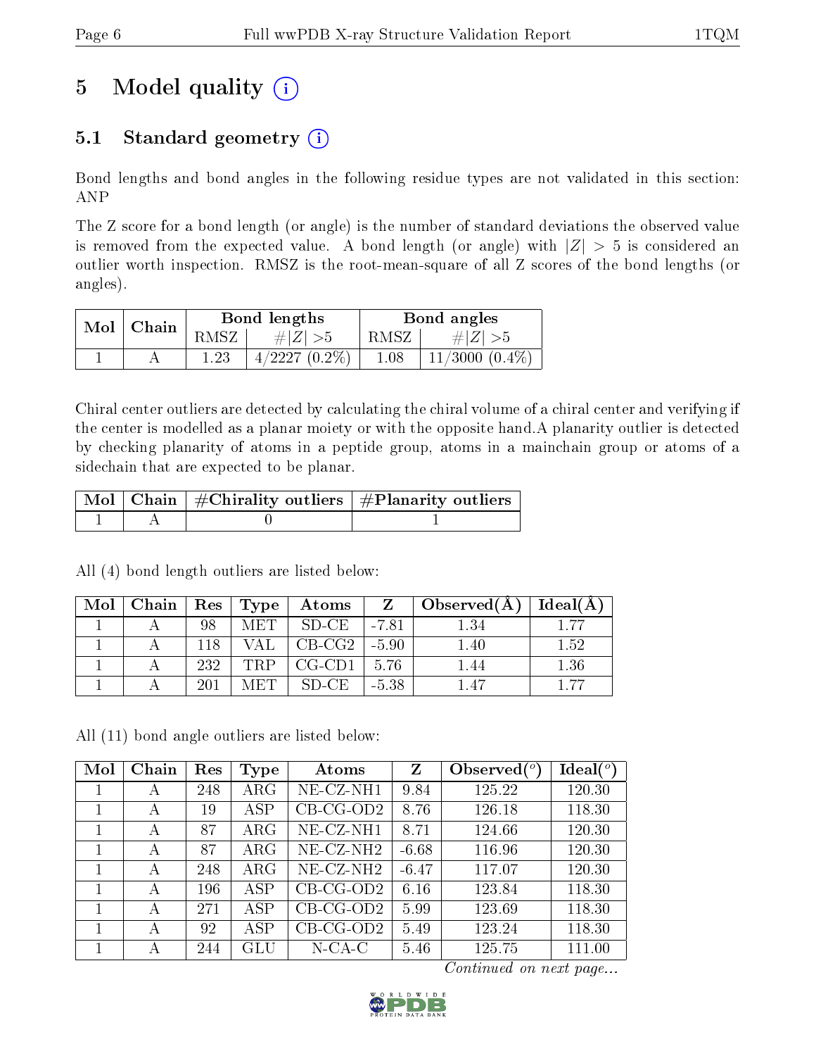# 5 Model quality (i)

## 5.1 Standard geometry (i)

Bond lengths and bond angles in the following residue types are not validated in this section: ANP

The Z score for a bond length (or angle) is the number of standard deviations the observed value is removed from the expected value. A bond length (or angle) with $|Z| > 5$ is considered an outlier worth inspection. RMSZ is the root-mean-square of all Z scores of the bond lengths (or angles).

| Mol | Chain | Bond lengths | | Bond angles | |
|---|---|---|---|---|---|
| | | RMSZ | #$\|Z\|$ >5 | RMSZ | #$\|Z\|$ >5 |
| 1 | A | 1.23 | 4/2227 (0.2%) | 1.08 | 11/3000 (0.4%) |

Chiral center outliers are detected by calculating the chiral volume of a chiral center and verifying if the center is modelled as a planar moiety or with the opposite hand.A planarity outlier is detected by checking planarity of atoms in a peptide group, atoms in a mainchain group or atoms of a sidechain that are expected to be planar.

| Mol | Chain | #Chirality outliers | #Planarity outliers |
|---|---|---|---|
| 1 | A | 0 | 1 |

All (4) bond length outliers are listed below:

| Mol | Chain | Res | Type | Atoms | Z | Observed(Å) | Ideal(Å) |
|---|---|---|---|---|---|---|---|
| 1 | A | 98 | MET | SD-CE | -7.81 | 1.34 | 1.77 |
| 1 | A | 118 | VAL | CB-CG2 | -5.90 | 1.40 | 1.52 |
| 1 | A | 232 | TRP | CG-CD1 | 5.76 | 1.44 | 1.36 |
| 1 | A | 201 | MET | SD-CE | -5.38 | 1.47 | 1.77 |

All (11) bond angle outliers are listed below:

| Mol | Chain | Res | Type | Atoms | Z | Observed(°) | Ideal(°) |
|---|---|---|---|---|---|---|---|
| 1 | A | 248 | ARG | NE-CZ-NH1 | 9.84 | 125.22 | 120.30 |
| 1 | A | 19 | ASP | CB-CG-OD2 | 8.76 | 126.18 | 118.30 |
| 1 | A | 87 | ARG | NE-CZ-NH1 | 8.71 | 124.66 | 120.30 |
| 1 | A | 87 | ARG | NE-CZ-NH2 | -6.68 | 116.96 | 120.30 |
| 1 | A | 248 | ARG | NE-CZ-NH2 | -6.47 | 117.07 | 120.30 |
| 1 | A | 196 | ASP | CB-CG-OD2 | 6.16 | 123.84 | 118.30 |
| 1 | A | 271 | ASP | CB-CG-OD2 | 5.99 | 123.69 | 118.30 |
| 1 | A | 92 | ASP | CB-CG-OD2 | 5.49 | 123.24 | 118.30 |
| 1 | A | 244 | GLU | N-CA-C | 5.46 | 125.75 | 111.00 |

*Continued on next page...*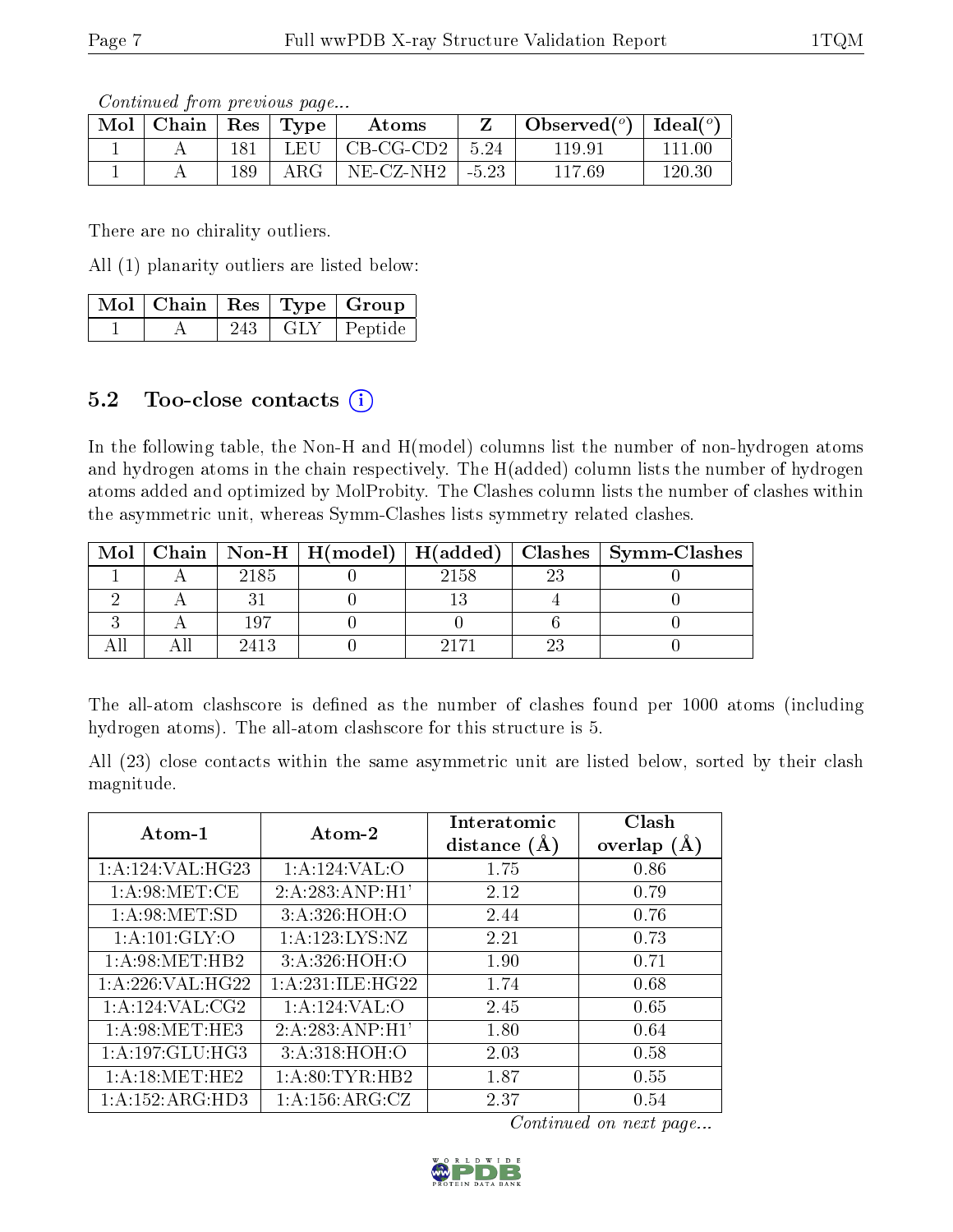*Continued from previous page...*

| Mol | Chain | Res | Type | Atoms | Z | Observed(°) | Ideal(°) |
|---|---|---|---|---|---|---|---|
| 1 | A | 181 | LEU | CB-CG-CD2 | 5.24 | 119.91 | 111.00 |
| 1 | A | 189 | ARG | NE-CZ-NH2 | -5.23 | 117.69 | 120.30 |

There are no chirality outliers.

All (1) planarity outliers are listed below:

| Mol | Chain | Res | Type | Group |
|---|---|---|---|---|
| 1 | A | 243 | GLY | Peptide |

## 5.2 Too-close contacts ⓘ

In the following table, the Non-H and H(model) columns list the number of non-hydrogen atoms and hydrogen atoms in the chain respectively. The H(added) column lists the number of hydrogen atoms added and optimized by MolProbity. The Clashes column lists the number of clashes within the asymmetric unit, whereas Symm-Clashes lists symmetry related clashes.

| Mol | Chain | Non-H | H(model) | H(added) | Clashes | Symm-Clashes |
|---|---|---|---|---|---|---|
| 1 | A | 2185 | 0 | 2158 | 23 | 0 |
| 2 | A | 31 | 0 | 13 | 4 | 0 |
| 3 | A | 197 | 0 | 0 | 6 | 0 |
| All | All | 2413 | 0 | 2171 | 23 | 0 |

The all-atom clashscore is defined as the number of clashes found per 1000 atoms (including hydrogen atoms). The all-atom clashscore for this structure is 5.

All (23) close contacts within the same asymmetric unit are listed below, sorted by their clash magnitude.

| Atom-1 | Atom-2 | Interatomic distance (Å) | Clash overlap (Å) |
|---|---|---|---|
| 1:A:124:VAL:HG23 | 1:A:124:VAL:O | 1.75 | 0.86 |
| 1:A:98:MET:CE | 2:A:283:ANP:H1' | 2.12 | 0.79 |
| 1:A:98:MET:SD | 3:A:326:HOH:O | 2.44 | 0.76 |
| 1:A:101:GLY:O | 1:A:123:LYS:NZ | 2.21 | 0.73 |
| 1:A:98:MET:HB2 | 3:A:326:HOH:O | 1.90 | 0.71 |
| 1:A:226:VAL:HG22 | 1:A:231:ILE:HG22 | 1.74 | 0.68 |
| 1:A:124:VAL:CG2 | 1:A:124:VAL:O | 2.45 | 0.65 |
| 1:A:98:MET:HE3 | 2:A:283:ANP:H1' | 1.80 | 0.64 |
| 1:A:197:GLU:HG3 | 3:A:318:HOH:O | 2.03 | 0.58 |
| 1:A:18:MET:HE2 | 1:A:80:TYR:HB2 | 1.87 | 0.55 |
| 1:A:152:ARG:HD3 | 1:A:156:ARG:CZ | 2.37 | 0.54 |

*Continued on next page...*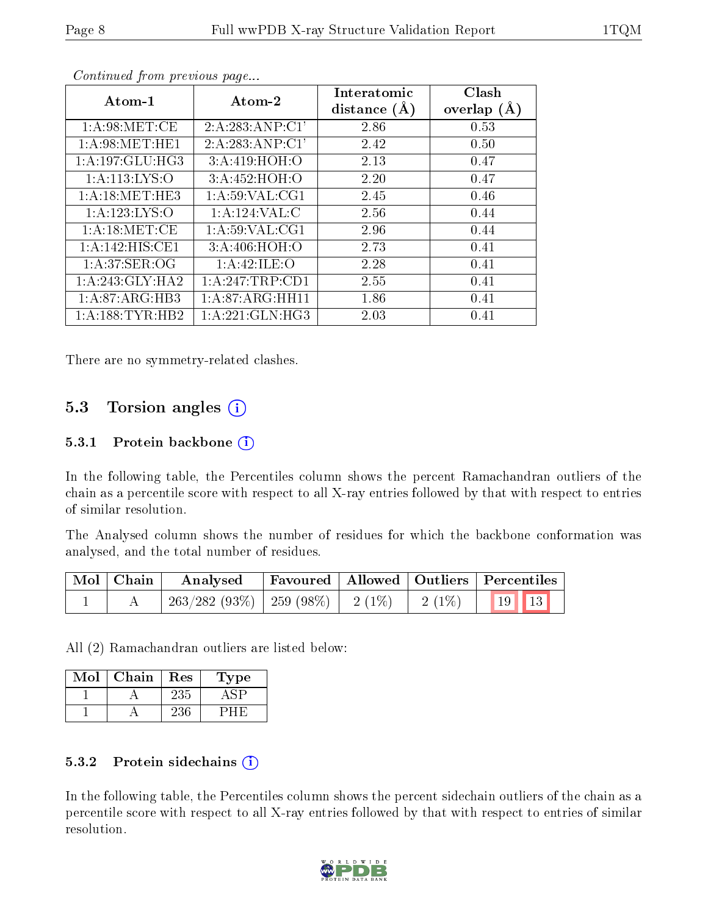*Continued from previous page...*

| Atom-1 | Atom-2 | Interatomic distance (Å) | Clash overlap (Å) |
|---|---|---|---|
| 1:A:98:MET:CE | 2:A:283:ANP:C1' | 2.86 | 0.53 |
| 1:A:98:MET:HE1 | 2:A:283:ANP:C1' | 2.42 | 0.50 |
| 1:A:197:GLU:HG3 | 3:A:419:HOH:O | 2.13 | 0.47 |
| 1:A:113:LYS:O | 3:A:452:HOH:O | 2.20 | 0.47 |
| 1:A:18:MET:HE3 | 1:A:59:VAL:CG1 | 2.45 | 0.46 |
| 1:A:123:LYS:O | 1:A:124:VAL:C | 2.56 | 0.44 |
| 1:A:18:MET:CE | 1:A:59:VAL:CG1 | 2.96 | 0.44 |
| 1:A:142:HIS:CE1 | 3:A:406:HOH:O | 2.73 | 0.41 |
| 1:A:37:SER:OG | 1:A:42:ILE:O | 2.28 | 0.41 |
| 1:A:243:GLY:HA2 | 1:A:247:TRP:CD1 | 2.55 | 0.41 |
| 1:A:87:ARG:HB3 | 1:A:87:ARG:HH11 | 1.86 | 0.41 |
| 1:A:188:TYR:HB2 | 1:A:221:GLN:HG3 | 2.03 | 0.41 |

There are no symmetry-related clashes.

## 5.3 Torsion angles

### 5.3.1 Protein backbone

In the following table, the Percentiles column shows the percent Ramachandran outliers of the chain as a percentile score with respect to all X-ray entries followed by that with respect to entries of similar resolution.

The Analysed column shows the number of residues for which the backbone conformation was analysed, and the total number of residues.

| Mol | Chain | Analysed | Favoured | Allowed | Outliers | Percentiles | |
|---|---|---|---|---|---|---|---|
| 1 | A | 263/282 (93%) | 259 (98%) | 2 (1%) | 2 (1%) | 19 | 13 |

All (2) Ramachandran outliers are listed below:

| Mol | Chain | Res | Type |
|---|---|---|---|
| 1 | A | 235 | ASP |
| 1 | A | 236 | PHE |

### 5.3.2 Protein sidechains

In the following table, the Percentiles column shows the percent sidechain outliers of the chain as a percentile score with respect to all X-ray entries followed by that with respect to entries of similar resolution.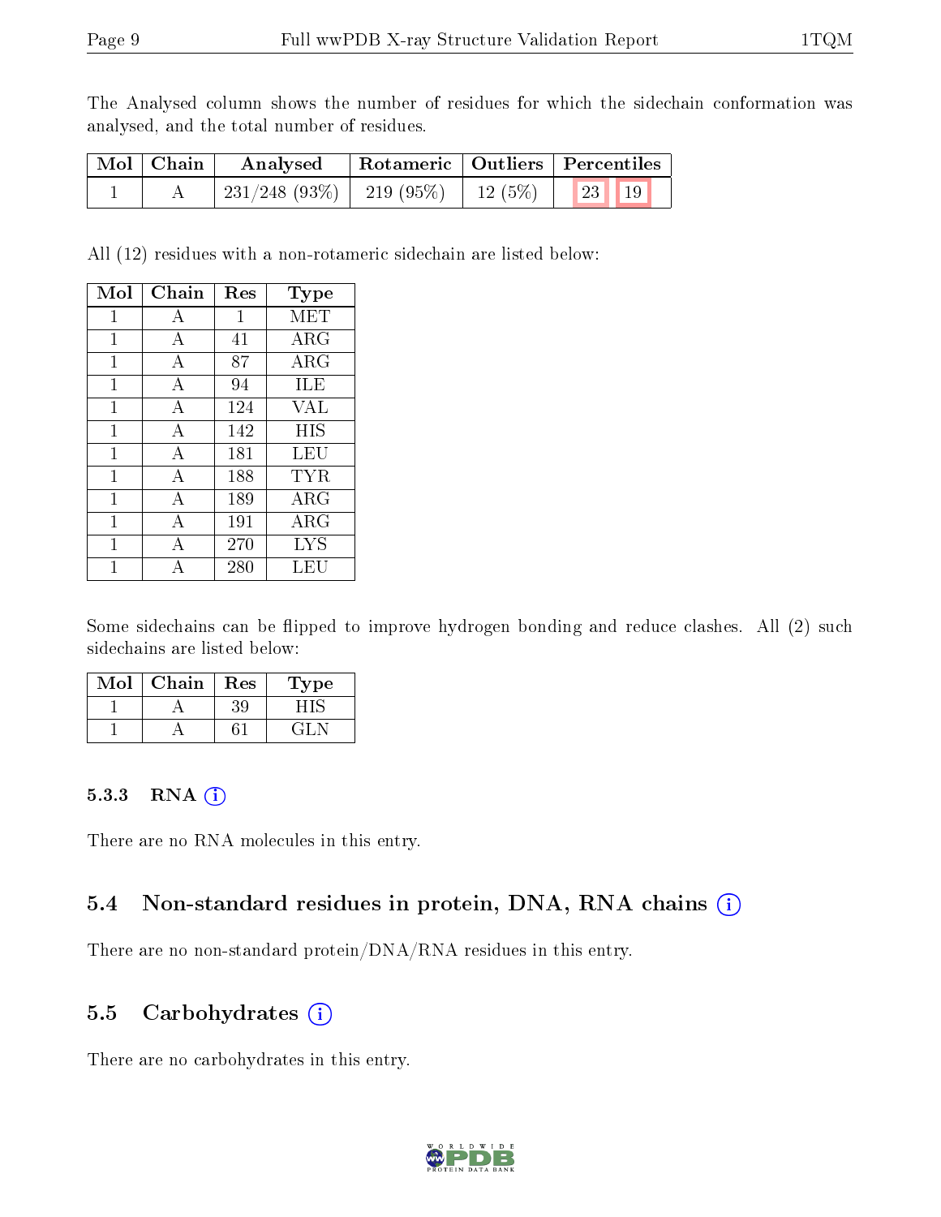The Analysed column shows the number of residues for which the sidechain conformation was analysed, and the total number of residues.

| Mol | Chain | Analysed | Rotameric | Outliers | Percentiles |
|---|---|---|---|---|---|
| 1 | A | 231/248 (93%) | 219 (95%) | 12 (5%) | 23 19 |

All (12) residues with a non-rotameric sidechain are listed below:

| Mol | Chain | Res | Type |
|---|---|---|---|
| 1 | A | 1 | MET |
| 1 | A | 41 | ARG |
| 1 | A | 87 | ARG |
| 1 | A | 94 | ILE |
| 1 | A | 124 | VAL |
| 1 | A | 142 | HIS |
| 1 | A | 181 | LEU |
| 1 | A | 188 | TYR |
| 1 | A | 189 | ARG |
| 1 | A | 191 | ARG |
| 1 | A | 270 | LYS |
| 1 | A | 280 | LEU |

Some sidechains can be flipped to improve hydrogen bonding and reduce clashes. All (2) such sidechains are listed below:

| Mol | Chain | Res | Type |
|---|---|---|---|
| 1 | A | 39 | HIS |
| 1 | A | 61 | GLN |

### 5.3.3 RNA

There are no RNA molecules in this entry.

## 5.4 Non-standard residues in protein, DNA, RNA chains

There are no non-standard protein/DNA/RNA residues in this entry.

## 5.5 Carbohydrates

There are no carbohydrates in this entry.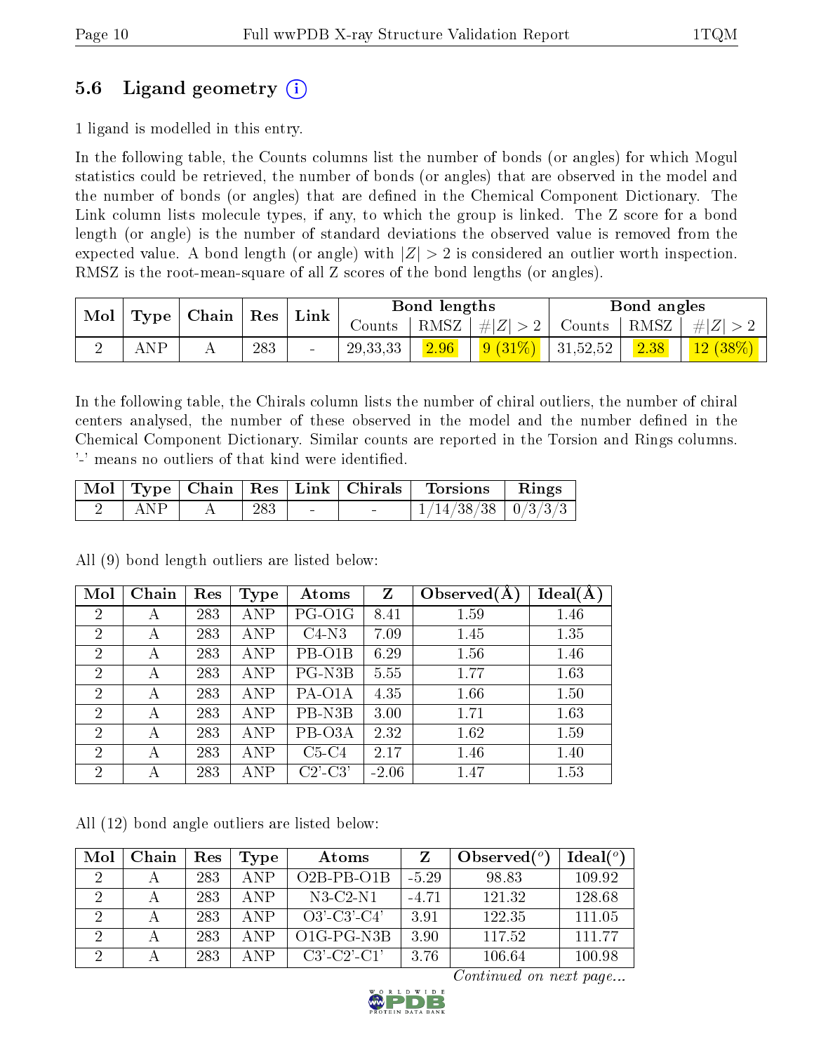### 5.6 Ligand geometry (i)

1 ligand is modelled in this entry.

In the following table, the Counts columns list the number of bonds (or angles) for which Mogul statistics could be retrieved, the number of bonds (or angles) that are observed in the model and the number of bonds (or angles) that are defined in the Chemical Component Dictionary. The Link column lists molecule types, if any, to which the group is linked. The Z score for a bond length (or angle) is the number of standard deviations the observed value is removed from the expected value. A bond length (or angle) with $|Z| > 2$ is considered an outlier worth inspection. RMSZ is the root-mean-square of all Z scores of the bond lengths (or angles).

| Mol | Type | Chain | Res | Link | Bond lengths | | | Bond angles | | |
|---|---|---|---|---|---|---|---|---|---|---|
| | | | | | Counts | RMSZ | $\#\|Z\| > 2$ | Counts | RMSZ | $\#\|Z\| > 2$ |
| 2 | ANP | A | 283 | - | 29,33,33 | 2.96 | 9 (31%) | 31,52,52 | 2.38 | 12 (38%) |

In the following table, the Chirals column lists the number of chiral outliers, the number of chiral centers analysed, the number of these observed in the model and the number defined in the Chemical Component Dictionary. Similar counts are reported in the Torsion and Rings columns. '-' means no outliers of that kind were identified.

| Mol | Type | Chain | Res | Link | Chirals | Torsions | Rings |
|---|---|---|---|---|---|---|---|
| 2 | ANP | A | 283 | - | - | 1/14/38/38 | 0/3/3/3 |

All (9) bond length outliers are listed below:

| Mol | Chain | Res | Type | Atoms | Z | Observed(Å) | Ideal(Å) |
|---|---|---|---|---|---|---|---|
| 2 | A | 283 | ANP | PG-O1G | 8.41 | 1.59 | 1.46 |
| 2 | A | 283 | ANP | C4-N3 | 7.09 | 1.45 | 1.35 |
| 2 | A | 283 | ANP | PB-O1B | 6.29 | 1.56 | 1.46 |
| 2 | A | 283 | ANP | PG-N3B | 5.55 | 1.77 | 1.63 |
| 2 | A | 283 | ANP | PA-O1A | 4.35 | 1.66 | 1.50 |
| 2 | A | 283 | ANP | PB-N3B | 3.00 | 1.71 | 1.63 |
| 2 | A | 283 | ANP | PB-O3A | 2.32 | 1.62 | 1.59 |
| 2 | A | 283 | ANP | C5-C4 | 2.17 | 1.46 | 1.40 |
| 2 | A | 283 | ANP | C2'-C3' | -2.06 | 1.47 | 1.53 |

All (12) bond angle outliers are listed below:

| Mol | Chain | Res | Type | Atoms | Z | Observed(°) | Ideal(°) |
|---|---|---|---|---|---|---|---|
| 2 | A | 283 | ANP | O2B-PB-O1B | -5.29 | 98.83 | 109.92 |
| 2 | A | 283 | ANP | N3-C2-N1 | -4.71 | 121.32 | 128.68 |
| 2 | A | 283 | ANP | O3'-C3'-C4' | 3.91 | 122.35 | 111.05 |
| 2 | A | 283 | ANP | O1G-PG-N3B | 3.90 | 117.52 | 111.77 |
| 2 | A | 283 | ANP | C3'-C2'-C1' | 3.76 | 106.64 | 100.98 |

*Continued on next page...*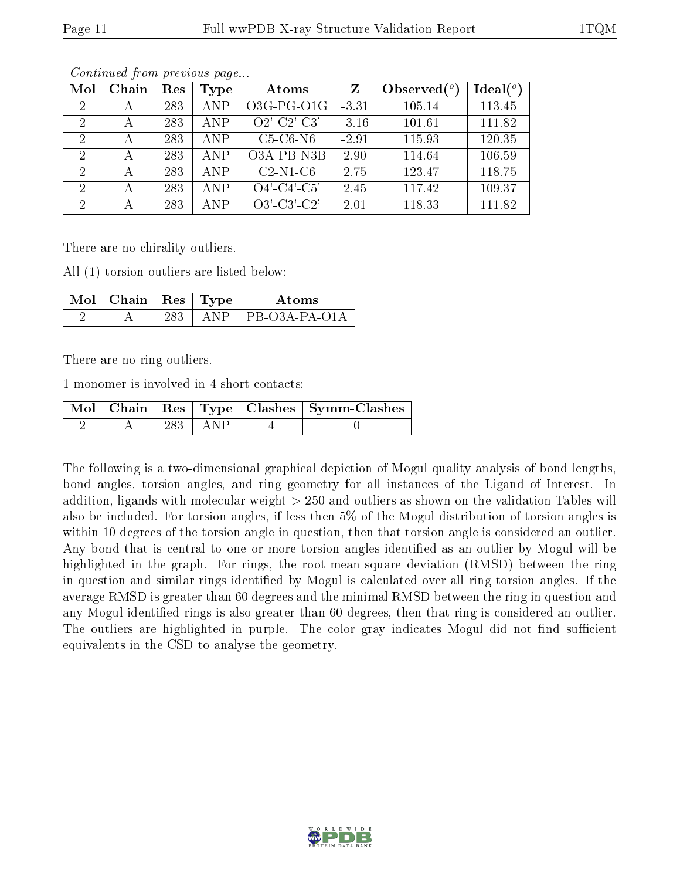*Continued from previous page...*

| Mol | Chain | Res | Type | Atoms | Z | Observed(°) | Ideal(°) |
|---|---|---|---|---|---|---|---|
| 2 | A | 283 | ANP | O3G-PG-O1G | -3.31 | 105.14 | 113.45 |
| 2 | A | 283 | ANP | O2'-C2'-C3' | -3.16 | 101.61 | 111.82 |
| 2 | A | 283 | ANP | C5-C6-N6 | -2.91 | 115.93 | 120.35 |
| 2 | A | 283 | ANP | O3A-PB-N3B | 2.90 | 114.64 | 106.59 |
| 2 | A | 283 | ANP | C2-N1-C6 | 2.75 | 123.47 | 118.75 |
| 2 | A | 283 | ANP | O4'-C4'-C5' | 2.45 | 117.42 | 109.37 |
| 2 | A | 283 | ANP | O3'-C3'-C2' | 2.01 | 118.33 | 111.82 |

There are no chirality outliers.

All (1) torsion outliers are listed below:

| Mol | Chain | Res | Type | Atoms |
|---|---|---|---|---|
| 2 | A | 283 | ANP | PB-O3A-PA-O1A |

There are no ring outliers.

1 monomer is involved in 4 short contacts:

| Mol | Chain | Res | Type | Clashes | Symm-Clashes |
|---|---|---|---|---|---|
| 2 | A | 283 | ANP | 4 | 0 |

The following is a two-dimensional graphical depiction of Mogul quality analysis of bond lengths, bond angles, torsion angles, and ring geometry for all instances of the Ligand of Interest. In addition, ligands with molecular weight > 250 and outliers as shown on the validation Tables will also be included. For torsion angles, if less then 5% of the Mogul distribution of torsion angles is within 10 degrees of the torsion angle in question, then that torsion angle is considered an outlier. Any bond that is central to one or more torsion angles identified as an outlier by Mogul will be highlighted in the graph. For rings, the root-mean-square deviation (RMSD) between the ring in question and similar rings identified by Mogul is calculated over all ring torsion angles. If the average RMSD is greater than 60 degrees and the minimal RMSD between the ring in question and any Mogul-identified rings is also greater than 60 degrees, then that ring is considered an outlier. The outliers are highlighted in purple. The color gray indicates Mogul did not find sufficient equivalents in the CSD to analyse the geometry.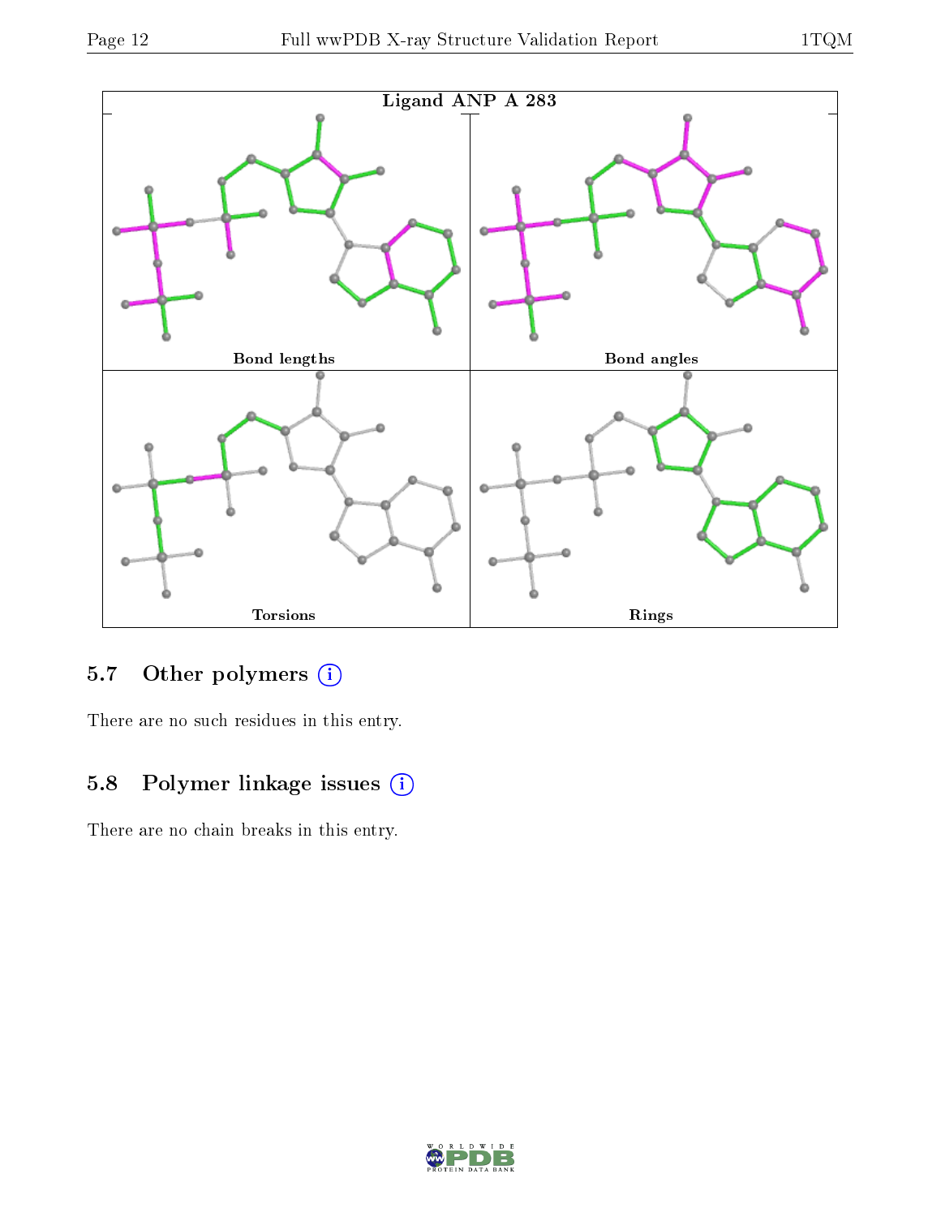Ligand ANP A 283

Bond lengths

Bond angles

Torsions

Rings

### 5.7 Other polymers

There are no such residues in this entry.

### 5.8 Polymer linkage issues

There are no chain breaks in this entry.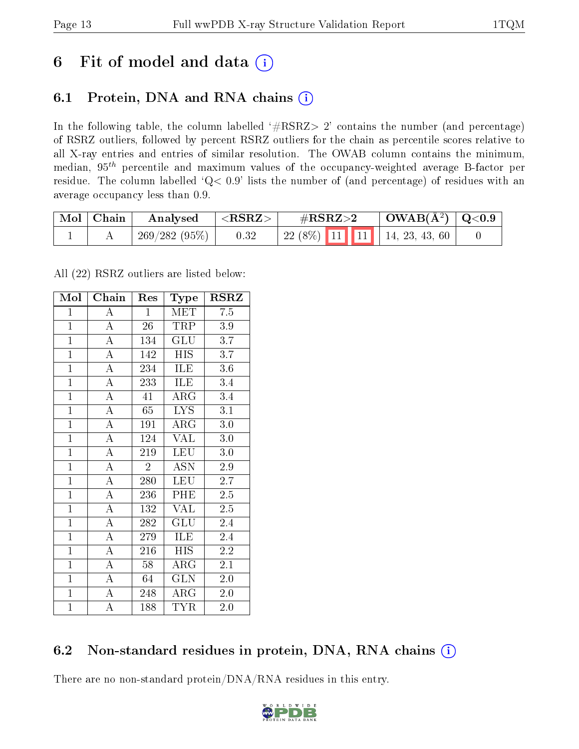# 6 Fit of model and data (i)

## 6.1 Protein, DNA and RNA chains (i)

In the following table, the column labelled '#RSRZ> 2' contains the number (and percentage) of RSRZ outliers, followed by percent RSRZ outliers for the chain as percentile scores relative to all X-ray entries and entries of similar resolution. The OWAB column contains the minimum, median, $95^{th}$ percentile and maximum values of the occupancy-weighted average B-factor per residue. The column labelled 'Q< 0.9' lists the number of (and percentage) of residues with an average occupancy less than 0.9.

| Mol | Chain | Analysed | <RSRZ> | #RSRZ>2 | | | OWAB(Å$^2$) | Q<0.9 |
|---|---|---|---|---|---|---|---|---|
| 1 | A | 269/282 (95%) | 0.32 | 22 (8%) | 11 | 11 | 14, 23, 43, 60 | 0 |

All (22) RSRZ outliers are listed below:

| Mol | Chain | Res | Type | RSRZ |
|---|---|---|---|---|
| 1 | A | 1 | MET | 7.5 |
| 1 | A | 26 | TRP | 3.9 |
| 1 | A | 134 | GLU | 3.7 |
| 1 | A | 142 | HIS | 3.7 |
| 1 | A | 234 | ILE | 3.6 |
| 1 | A | 233 | ILE | 3.4 |
| 1 | A | 41 | ARG | 3.4 |
| 1 | A | 65 | LYS | 3.1 |
| 1 | A | 191 | ARG | 3.0 |
| 1 | A | 124 | VAL | 3.0 |
| 1 | A | 219 | LEU | 3.0 |
| 1 | A | 2 | ASN | 2.9 |
| 1 | A | 280 | LEU | 2.7 |
| 1 | A | 236 | PHE | 2.5 |
| 1 | A | 132 | VAL | 2.5 |
| 1 | A | 282 | GLU | 2.4 |
| 1 | A | 279 | ILE | 2.4 |
| 1 | A | 216 | HIS | 2.2 |
| 1 | A | 58 | ARG | 2.1 |
| 1 | A | 64 | GLN | 2.0 |
| 1 | A | 248 | ARG | 2.0 |
| 1 | A | 188 | TYR | 2.0 |

## 6.2 Non-standard residues in protein, DNA, RNA chains (i)

There are no non-standard protein/DNA/RNA residues in this entry.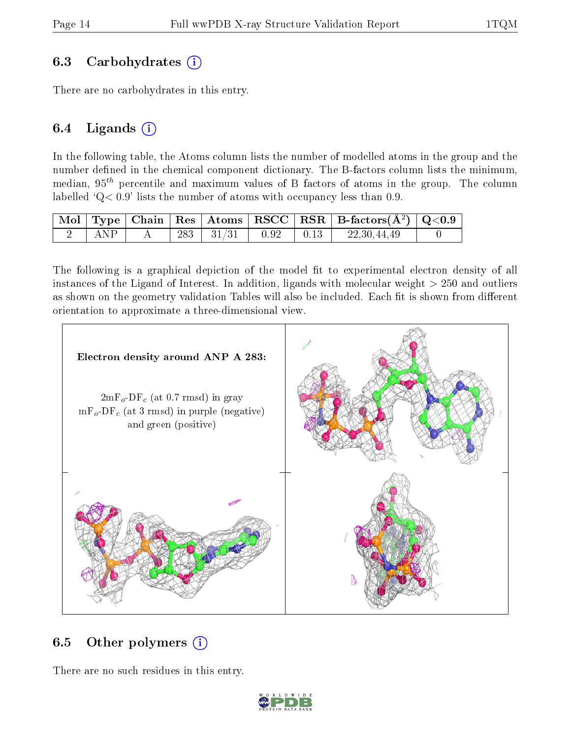### 6.3 Carbohydrates (i)

There are no carbohydrates in this entry.

### 6.4 Ligands (i)

In the following table, the Atoms column lists the number of modelled atoms in the group and the number defined in the chemical component dictionary. The B-factors column lists the minimum, median, $95^{th}$ percentile and maximum values of B factors of atoms in the group. The column labelled 'Q< 0.9' lists the number of atoms with occupancy less than 0.9.

| Mol | Type | Chain | Res | Atoms | RSCC | RSR | B-factors($Å^2$) | Q<0.9 |
|---|---|---|---|---|---|---|---|---|
| 2 | ANP | A | 283 | 31/31 | 0.92 | 0.13 | 22,30,44,49 | 0 |

The following is a graphical depiction of the model fit to experimental electron density of all instances of the Ligand of Interest. In addition, ligands with molecular weight > 250 and outliers as shown on the geometry validation Tables will also be included. Each fit is shown from different orientation to approximate a three-dimensional view.

**Electron density around ANP A 283:**

$2mF_o$-$DF_c$ (at 0.7 rmsd) in gray
$mF_o$-$DF_c$ (at 3 rmsd) in purple (negative) and green (positive)

### 6.5 Other polymers (i)

There are no such residues in this entry.